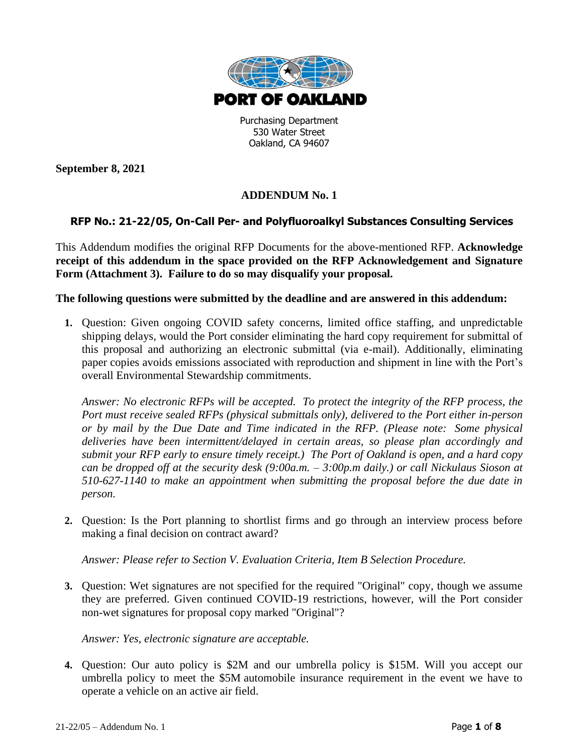# PORT OF OAKLAND

Purchasing Department
530 Water Street
Oakland, CA 94607

**September 8, 2021**

## ADDENDUM No. 1

### RFP No.: 21-22/05, On-Call Per- and Polyfluoroalkyl Substances Consulting Services

This Addendum modifies the original RFP Documents for the above-mentioned RFP. **Acknowledge receipt of this addendum in the space provided on the RFP Acknowledgement and Signature Form (Attachment 3). Failure to do so may disqualify your proposal.**

**The following questions were submitted by the deadline and are answered in this addendum:**

1. Question: Given ongoing COVID safety concerns, limited office staffing, and unpredictable shipping delays, would the Port consider eliminating the hard copy requirement for submittal of this proposal and authorizing an electronic submittal (via e-mail). Additionally, eliminating paper copies avoids emissions associated with reproduction and shipment in line with the Port's overall Environmental Stewardship commitments.

   *Answer: No electronic RFPs will be accepted. To protect the integrity of the RFP process, the Port must receive sealed RFPs (physical submittals only), delivered to the Port either in-person or by mail by the Due Date and Time indicated in the RFP. (Please note: Some physical deliveries have been intermittent/delayed in certain areas, so please plan accordingly and submit your RFP early to ensure timely receipt.) The Port of Oakland is open, and a hard copy can be dropped off at the security desk (9:00a.m. – 3:00p.m daily.) or call Nickulaus Sioson at 510-627-1140 to make an appointment when submitting the proposal before the due date in person.*

2. Question: Is the Port planning to shortlist firms and go through an interview process before making a final decision on contract award?

   *Answer: Please refer to Section V. Evaluation Criteria, Item B Selection Procedure.*

3. Question: Wet signatures are not specified for the required "Original" copy, though we assume they are preferred. Given continued COVID-19 restrictions, however, will the Port consider non-wet signatures for proposal copy marked "Original"?

   *Answer: Yes, electronic signature are acceptable.*

4. Question: Our auto policy is $2M and our umbrella policy is $15M. Will you accept our umbrella policy to meet the $5M automobile insurance requirement in the event we have to operate a vehicle on an active air field.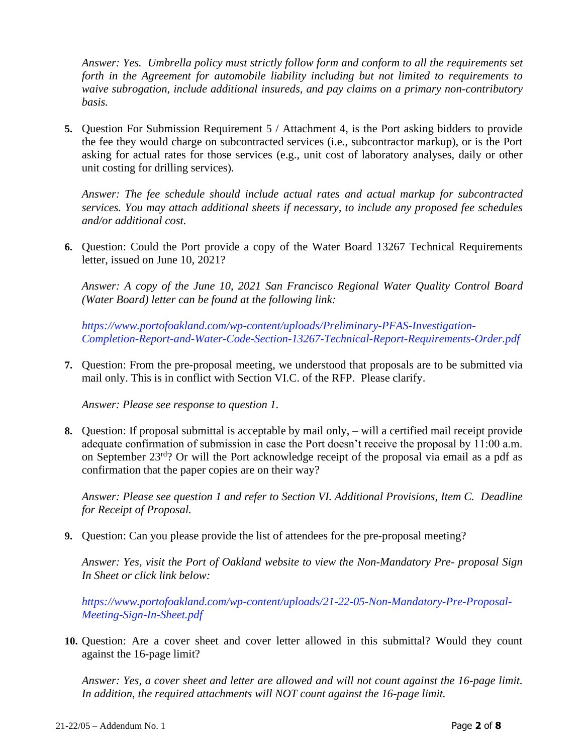*Answer: Yes. Umbrella policy must strictly follow form and conform to all the requirements set forth in the Agreement for automobile liability including but not limited to requirements to waive subrogation, include additional insureds, and pay claims on a primary non-contributory basis.*

**5.** Question For Submission Requirement 5 / Attachment 4, is the Port asking bidders to provide the fee they would charge on subcontracted services (i.e., subcontractor markup), or is the Port asking for actual rates for those services (e.g., unit cost of laboratory analyses, daily or other unit costing for drilling services).

*Answer: The fee schedule should include actual rates and actual markup for subcontracted services. You may attach additional sheets if necessary, to include any proposed fee schedules and/or additional cost.*

**6.** Question: Could the Port provide a copy of the Water Board 13267 Technical Requirements letter, issued on June 10, 2021?

*Answer: A copy of the June 10, 2021 San Francisco Regional Water Quality Control Board (Water Board) letter can be found at the following link:*

*https://www.portofoakland.com/wp-content/uploads/Preliminary-PFAS-Investigation-Completion-Report-and-Water-Code-Section-13267-Technical-Report-Requirements-Order.pdf*

**7.** Question: From the pre-proposal meeting, we understood that proposals are to be submitted via mail only. This is in conflict with Section VI.C. of the RFP. Please clarify.

*Answer: Please see response to question 1.*

**8.** Question: If proposal submittal is acceptable by mail only, – will a certified mail receipt provide adequate confirmation of submission in case the Port doesn't receive the proposal by 11:00 a.m. on September 23rd? Or will the Port acknowledge receipt of the proposal via email as a pdf as confirmation that the paper copies are on their way?

*Answer: Please see question 1 and refer to Section VI. Additional Provisions, Item C. Deadline for Receipt of Proposal.*

**9.** Question: Can you please provide the list of attendees for the pre-proposal meeting?

*Answer: Yes, visit the Port of Oakland website to view the Non-Mandatory Pre- proposal Sign In Sheet or click link below:*

*https://www.portofoakland.com/wp-content/uploads/21-22-05-Non-Mandatory-Pre-Proposal-Meeting-Sign-In-Sheet.pdf*

**10.** Question: Are a cover sheet and cover letter allowed in this submittal? Would they count against the 16-page limit?

*Answer: Yes, a cover sheet and letter are allowed and will not count against the 16-page limit. In addition, the required attachments will NOT count against the 16-page limit.*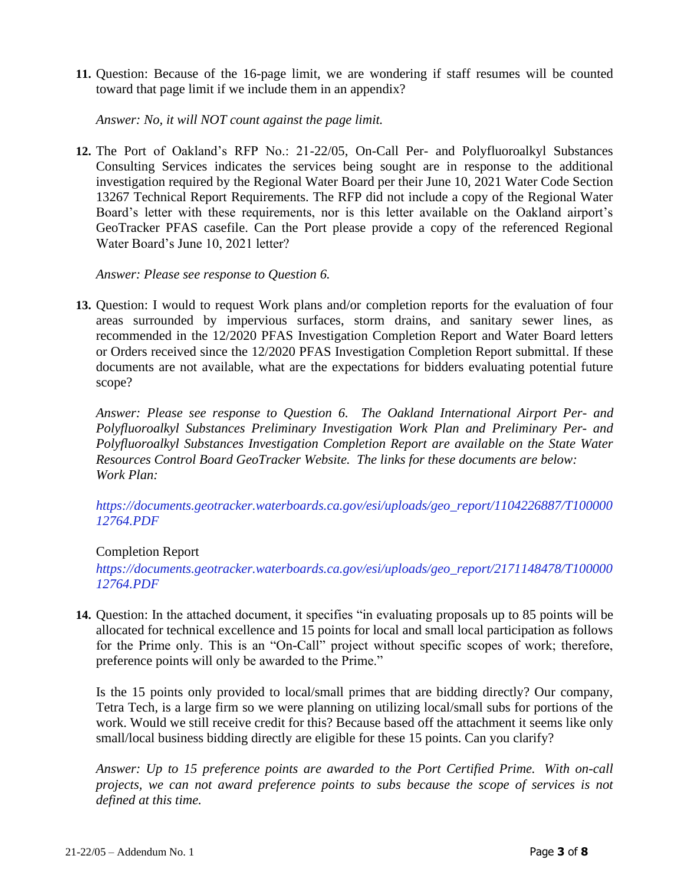11. Question: Because of the 16-page limit, we are wondering if staff resumes will be counted toward that page limit if we include them in an appendix?

    *Answer: No, it will NOT count against the page limit.*

12. The Port of Oakland's RFP No.: 21-22/05, On-Call Per- and Polyfluoroalkyl Substances Consulting Services indicates the services being sought are in response to the additional investigation required by the Regional Water Board per their June 10, 2021 Water Code Section 13267 Technical Report Requirements. The RFP did not include a copy of the Regional Water Board's letter with these requirements, nor is this letter available on the Oakland airport's GeoTracker PFAS casefile. Can the Port please provide a copy of the referenced Regional Water Board's June 10, 2021 letter?

    *Answer: Please see response to Question 6.*

13. Question: I would to request Work plans and/or completion reports for the evaluation of four areas surrounded by impervious surfaces, storm drains, and sanitary sewer lines, as recommended in the 12/2020 PFAS Investigation Completion Report and Water Board letters or Orders received since the 12/2020 PFAS Investigation Completion Report submittal. If these documents are not available, what are the expectations for bidders evaluating potential future scope?

    *Answer: Please see response to Question 6. The Oakland International Airport Per- and Polyfluoroalkyl Substances Preliminary Investigation Work Plan and Preliminary Per- and Polyfluoroalkyl Substances Investigation Completion Report are available on the State Water Resources Control Board GeoTracker Website. The links for these documents are below:*
    *Work Plan:*

    *https://documents.geotracker.waterboards.ca.gov/esi/uploads/geo_report/1104226887/T10000012764.PDF*

    Completion Report
    *https://documents.geotracker.waterboards.ca.gov/esi/uploads/geo_report/2171148478/T10000012764.PDF*

14. Question: In the attached document, it specifies "in evaluating proposals up to 85 points will be allocated for technical excellence and 15 points for local and small local participation as follows for the Prime only. This is an "On-Call" project without specific scopes of work; therefore, preference points will only be awarded to the Prime."

    Is the 15 points only provided to local/small primes that are bidding directly? Our company, Tetra Tech, is a large firm so we were planning on utilizing local/small subs for portions of the work. Would we still receive credit for this? Because based off the attachment it seems like only small/local business bidding directly are eligible for these 15 points. Can you clarify?

    *Answer: Up to 15 preference points are awarded to the Port Certified Prime. With on-call projects, we can not award preference points to subs because the scope of services is not defined at this time.*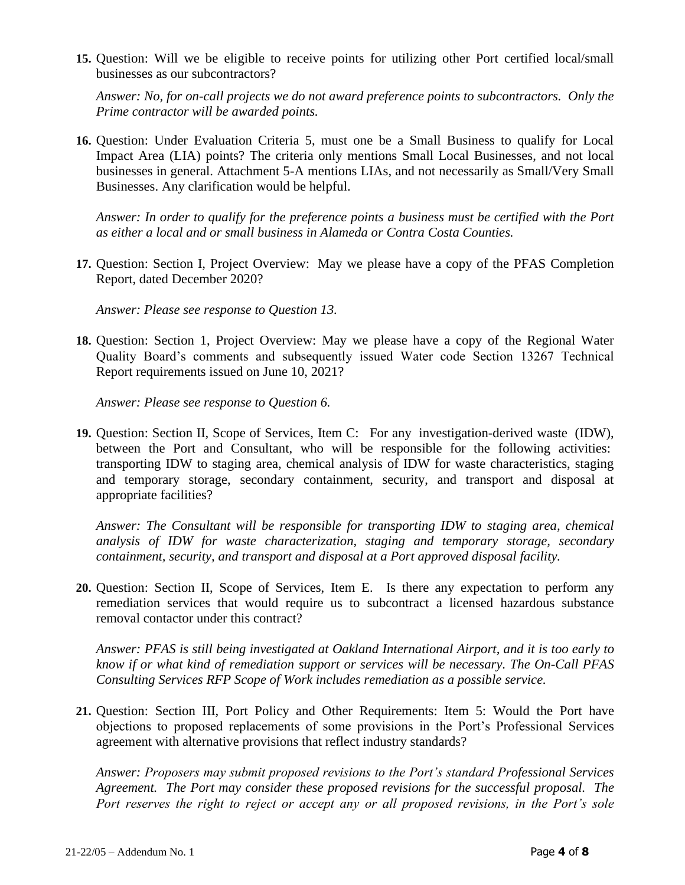**15.** Question: Will we be eligible to receive points for utilizing other Port certified local/small businesses as our subcontractors?

*Answer: No, for on-call projects we do not award preference points to subcontractors. Only the Prime contractor will be awarded points.*

**16.** Question: Under Evaluation Criteria 5, must one be a Small Business to qualify for Local Impact Area (LIA) points? The criteria only mentions Small Local Businesses, and not local businesses in general. Attachment 5-A mentions LIAs, and not necessarily as Small/Very Small Businesses. Any clarification would be helpful.

*Answer: In order to qualify for the preference points a business must be certified with the Port as either a local and or small business in Alameda or Contra Costa Counties.*

**17.** Question: Section I, Project Overview: May we please have a copy of the PFAS Completion Report, dated December 2020?

*Answer: Please see response to Question 13.*

**18.** Question: Section 1, Project Overview: May we please have a copy of the Regional Water Quality Board's comments and subsequently issued Water code Section 13267 Technical Report requirements issued on June 10, 2021?

*Answer: Please see response to Question 6.*

**19.** Question: Section II, Scope of Services, Item C: For any investigation-derived waste (IDW), between the Port and Consultant, who will be responsible for the following activities: transporting IDW to staging area, chemical analysis of IDW for waste characteristics, staging and temporary storage, secondary containment, security, and transport and disposal at appropriate facilities?

*Answer: The Consultant will be responsible for transporting IDW to staging area, chemical analysis of IDW for waste characterization, staging and temporary storage, secondary containment, security, and transport and disposal at a Port approved disposal facility.*

**20.** Question: Section II, Scope of Services, Item E. Is there any expectation to perform any remediation services that would require us to subcontract a licensed hazardous substance removal contactor under this contract?

*Answer: PFAS is still being investigated at Oakland International Airport, and it is too early to know if or what kind of remediation support or services will be necessary. The On-Call PFAS Consulting Services RFP Scope of Work includes remediation as a possible service.*

**21.** Question: Section III, Port Policy and Other Requirements: Item 5: Would the Port have objections to proposed replacements of some provisions in the Port's Professional Services agreement with alternative provisions that reflect industry standards?

*Answer: Proposers may submit proposed revisions to the Port's standard Professional Services Agreement. The Port may consider these proposed revisions for the successful proposal. The Port reserves the right to reject or accept any or all proposed revisions, in the Port's sole*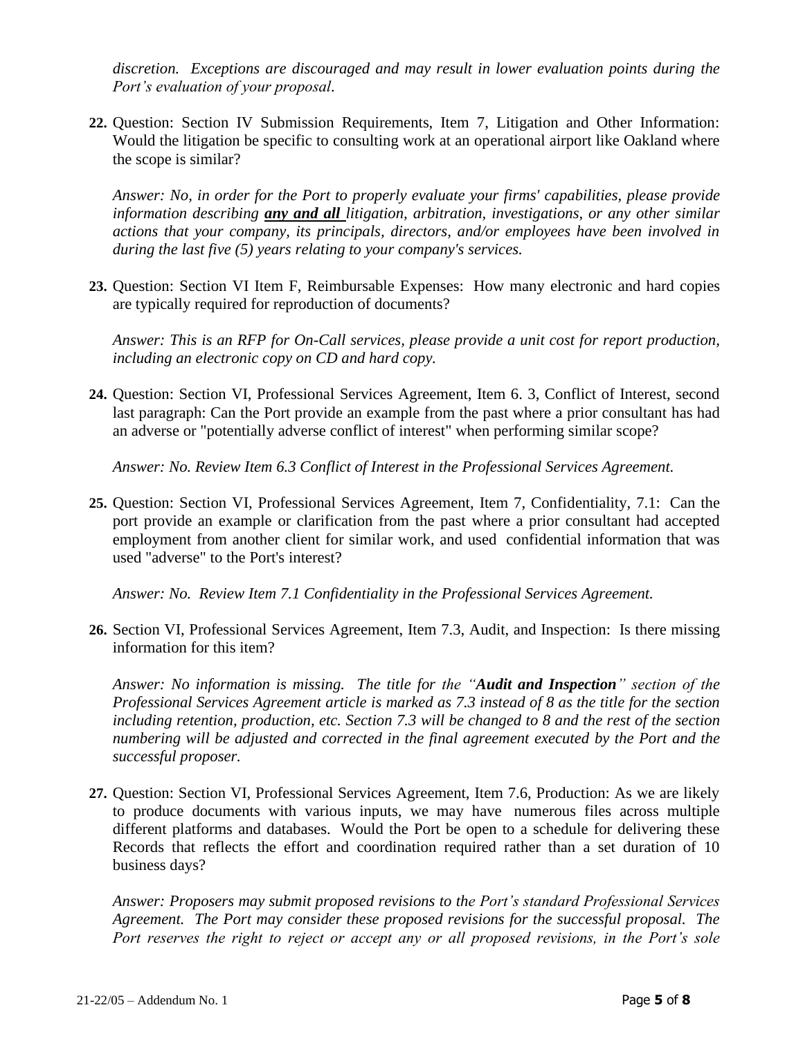*discretion. Exceptions are discouraged and may result in lower evaluation points during the Port's evaluation of your proposal.*

**22.** Question: Section IV Submission Requirements, Item 7, Litigation and Other Information: Would the litigation be specific to consulting work at an operational airport like Oakland where the scope is similar?

*Answer: No, in order for the Port to properly evaluate your firms' capabilities, please provide information describing **<u>any and all</u>** litigation, arbitration, investigations, or any other similar actions that your company, its principals, directors, and/or employees have been involved in during the last five (5) years relating to your company's services.*

**23.** Question: Section VI Item F, Reimbursable Expenses: How many electronic and hard copies are typically required for reproduction of documents?

*Answer: This is an RFP for On-Call services, please provide a unit cost for report production, including an electronic copy on CD and hard copy.*

**24.** Question: Section VI, Professional Services Agreement, Item 6. 3, Conflict of Interest, second last paragraph: Can the Port provide an example from the past where a prior consultant has had an adverse or "potentially adverse conflict of interest" when performing similar scope?

*Answer: No. Review Item 6.3 Conflict of Interest in the Professional Services Agreement.*

**25.** Question: Section VI, Professional Services Agreement, Item 7, Confidentiality, 7.1: Can the port provide an example or clarification from the past where a prior consultant had accepted employment from another client for similar work, and used confidential information that was used "adverse" to the Port's interest?

*Answer: No. Review Item 7.1 Confidentiality in the Professional Services Agreement.*

**26.** Section VI, Professional Services Agreement, Item 7.3, Audit, and Inspection: Is there missing information for this item?

*Answer: No information is missing. The title for the "**Audit and Inspection**" section of the Professional Services Agreement article is marked as 7.3 instead of 8 as the title for the section including retention, production, etc. Section 7.3 will be changed to 8 and the rest of the section numbering will be adjusted and corrected in the final agreement executed by the Port and the successful proposer.*

**27.** Question: Section VI, Professional Services Agreement, Item 7.6, Production: As we are likely to produce documents with various inputs, we may have numerous files across multiple different platforms and databases. Would the Port be open to a schedule for delivering these Records that reflects the effort and coordination required rather than a set duration of 10 business days?

*Answer: Proposers may submit proposed revisions to the Port's standard Professional Services Agreement. The Port may consider these proposed revisions for the successful proposal. The Port reserves the right to reject or accept any or all proposed revisions, in the Port's sole*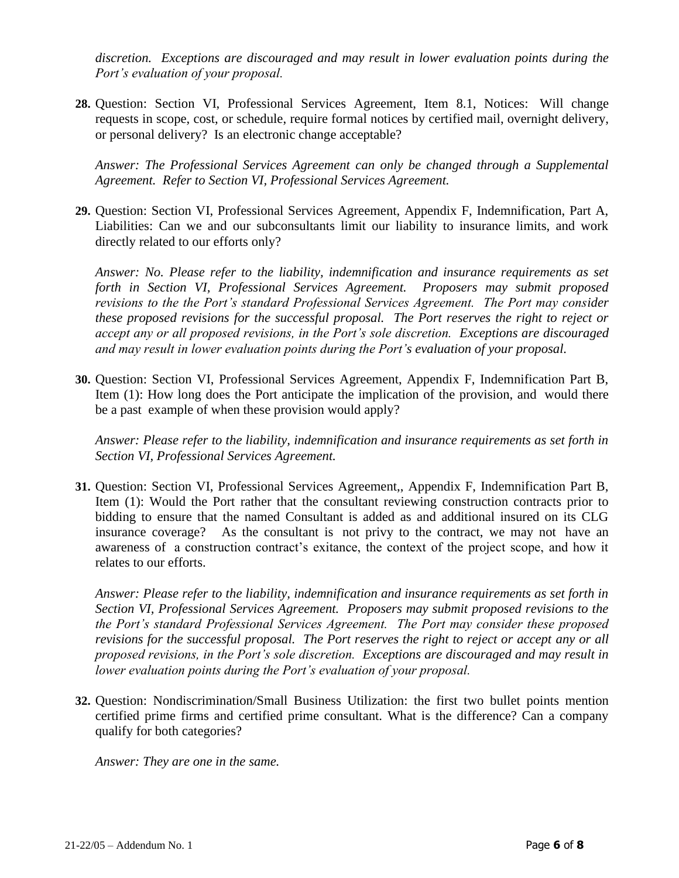*discretion. Exceptions are discouraged and may result in lower evaluation points during the Port's evaluation of your proposal.*

**28.** Question: Section VI, Professional Services Agreement, Item 8.1, Notices: Will change requests in scope, cost, or schedule, require formal notices by certified mail, overnight delivery, or personal delivery? Is an electronic change acceptable?

*Answer: The Professional Services Agreement can only be changed through a Supplemental Agreement. Refer to Section VI, Professional Services Agreement.*

**29.** Question: Section VI, Professional Services Agreement, Appendix F, Indemnification, Part A, Liabilities: Can we and our subconsultants limit our liability to insurance limits, and work directly related to our efforts only?

*Answer: No. Please refer to the liability, indemnification and insurance requirements as set forth in Section VI, Professional Services Agreement. Proposers may submit proposed revisions to the the Port's standard Professional Services Agreement. The Port may consider these proposed revisions for the successful proposal. The Port reserves the right to reject or accept any or all proposed revisions, in the Port's sole discretion. Exceptions are discouraged and may result in lower evaluation points during the Port's evaluation of your proposal.*

**30.** Question: Section VI, Professional Services Agreement, Appendix F, Indemnification Part B, Item (1): How long does the Port anticipate the implication of the provision, and would there be a past example of when these provision would apply?

*Answer: Please refer to the liability, indemnification and insurance requirements as set forth in Section VI, Professional Services Agreement.*

**31.** Question: Section VI, Professional Services Agreement,, Appendix F, Indemnification Part B, Item (1): Would the Port rather that the consultant reviewing construction contracts prior to bidding to ensure that the named Consultant is added as and additional insured on its CLG insurance coverage? As the consultant is not privy to the contract, we may not have an awareness of a construction contract's exitance, the context of the project scope, and how it relates to our efforts.

*Answer: Please refer to the liability, indemnification and insurance requirements as set forth in Section VI, Professional Services Agreement. Proposers may submit proposed revisions to the the Port's standard Professional Services Agreement. The Port may consider these proposed revisions for the successful proposal. The Port reserves the right to reject or accept any or all proposed revisions, in the Port's sole discretion. Exceptions are discouraged and may result in lower evaluation points during the Port's evaluation of your proposal.*

**32.** Question: Nondiscrimination/Small Business Utilization: the first two bullet points mention certified prime firms and certified prime consultant. What is the difference? Can a company qualify for both categories?

*Answer: They are one in the same.*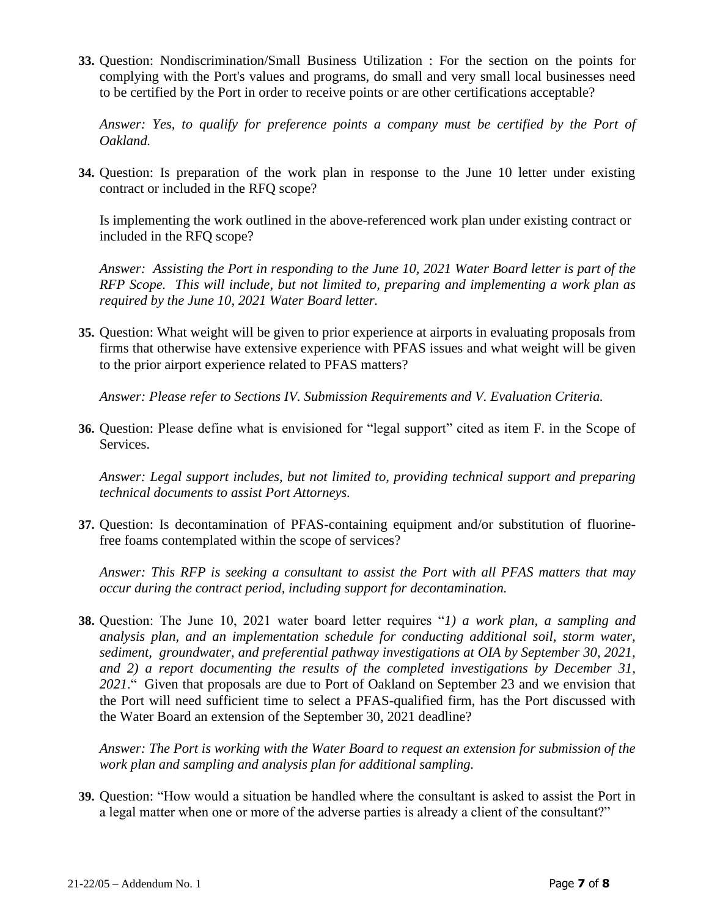**33.** Question: Nondiscrimination/Small Business Utilization : For the section on the points for complying with the Port's values and programs, do small and very small local businesses need to be certified by the Port in order to receive points or are other certifications acceptable?

*Answer: Yes, to qualify for preference points a company must be certified by the Port of Oakland.*

**34.** Question: Is preparation of the work plan in response to the June 10 letter under existing contract or included in the RFQ scope?

Is implementing the work outlined in the above-referenced work plan under existing contract or included in the RFQ scope?

*Answer: Assisting the Port in responding to the June 10, 2021 Water Board letter is part of the RFP Scope. This will include, but not limited to, preparing and implementing a work plan as required by the June 10, 2021 Water Board letter.*

**35.** Question: What weight will be given to prior experience at airports in evaluating proposals from firms that otherwise have extensive experience with PFAS issues and what weight will be given to the prior airport experience related to PFAS matters?

*Answer: Please refer to Sections IV. Submission Requirements and V. Evaluation Criteria.*

**36.** Question: Please define what is envisioned for "legal support" cited as item F. in the Scope of Services.

*Answer: Legal support includes, but not limited to, providing technical support and preparing technical documents to assist Port Attorneys.*

**37.** Question: Is decontamination of PFAS-containing equipment and/or substitution of fluorine-free foams contemplated within the scope of services?

*Answer: This RFP is seeking a consultant to assist the Port with all PFAS matters that may occur during the contract period, including support for decontamination.*

**38.** Question: The June 10, 2021 water board letter requires "*1) a work plan, a sampling and analysis plan, and an implementation schedule for conducting additional soil, storm water, sediment, groundwater, and preferential pathway investigations at OIA by September 30, 2021, and 2) a report documenting the results of the completed investigations by December 31, 2021.*" Given that proposals are due to Port of Oakland on September 23 and we envision that the Port will need sufficient time to select a PFAS-qualified firm, has the Port discussed with the Water Board an extension of the September 30, 2021 deadline?

*Answer: The Port is working with the Water Board to request an extension for submission of the work plan and sampling and analysis plan for additional sampling.*

**39.** Question: "How would a situation be handled where the consultant is asked to assist the Port in a legal matter when one or more of the adverse parties is already a client of the consultant?"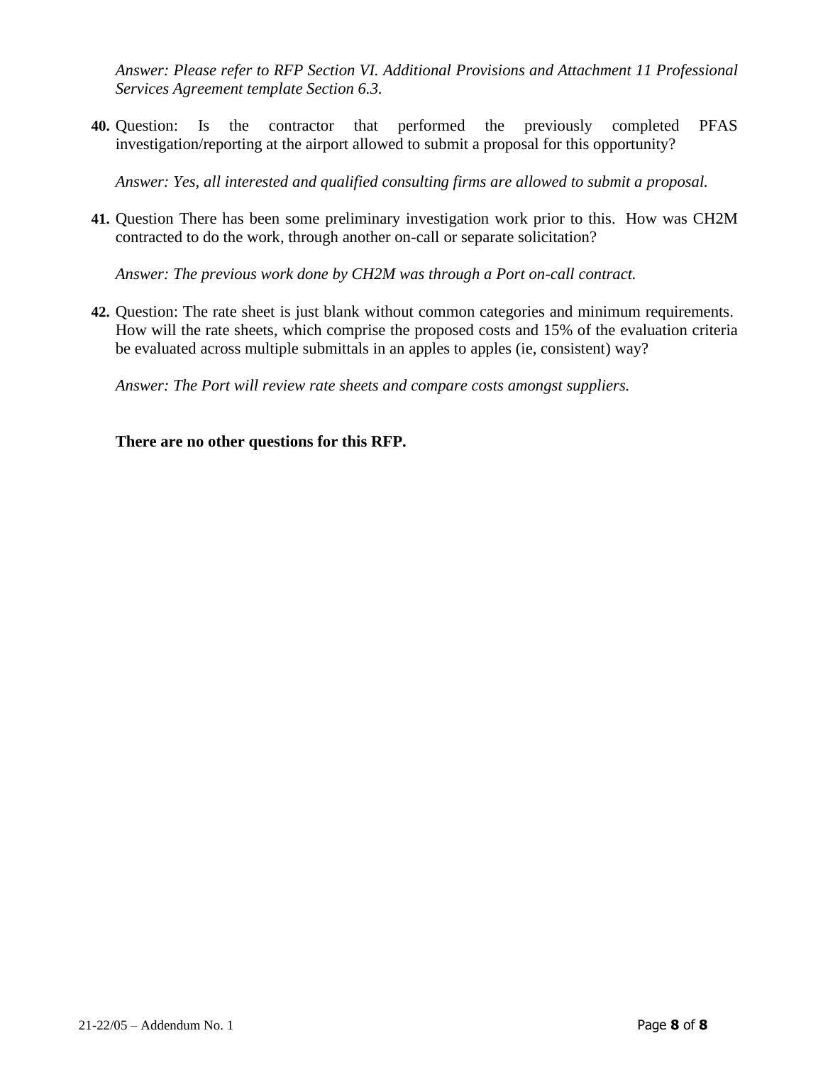*Answer: Please refer to RFP Section VI. Additional Provisions and Attachment 11 Professional Services Agreement template Section 6.3.*

**40.** Question: Is the contractor that performed the previously completed PFAS investigation/reporting at the airport allowed to submit a proposal for this opportunity?

*Answer: Yes, all interested and qualified consulting firms are allowed to submit a proposal.*

**41.** Question There has been some preliminary investigation work prior to this. How was CH2M contracted to do the work, through another on-call or separate solicitation?

*Answer: The previous work done by CH2M was through a Port on-call contract.*

**42.** Question: The rate sheet is just blank without common categories and minimum requirements. How will the rate sheets, which comprise the proposed costs and 15% of the evaluation criteria be evaluated across multiple submittals in an apples to apples (ie, consistent) way?

*Answer: The Port will review rate sheets and compare costs amongst suppliers.*

**There are no other questions for this RFP.**